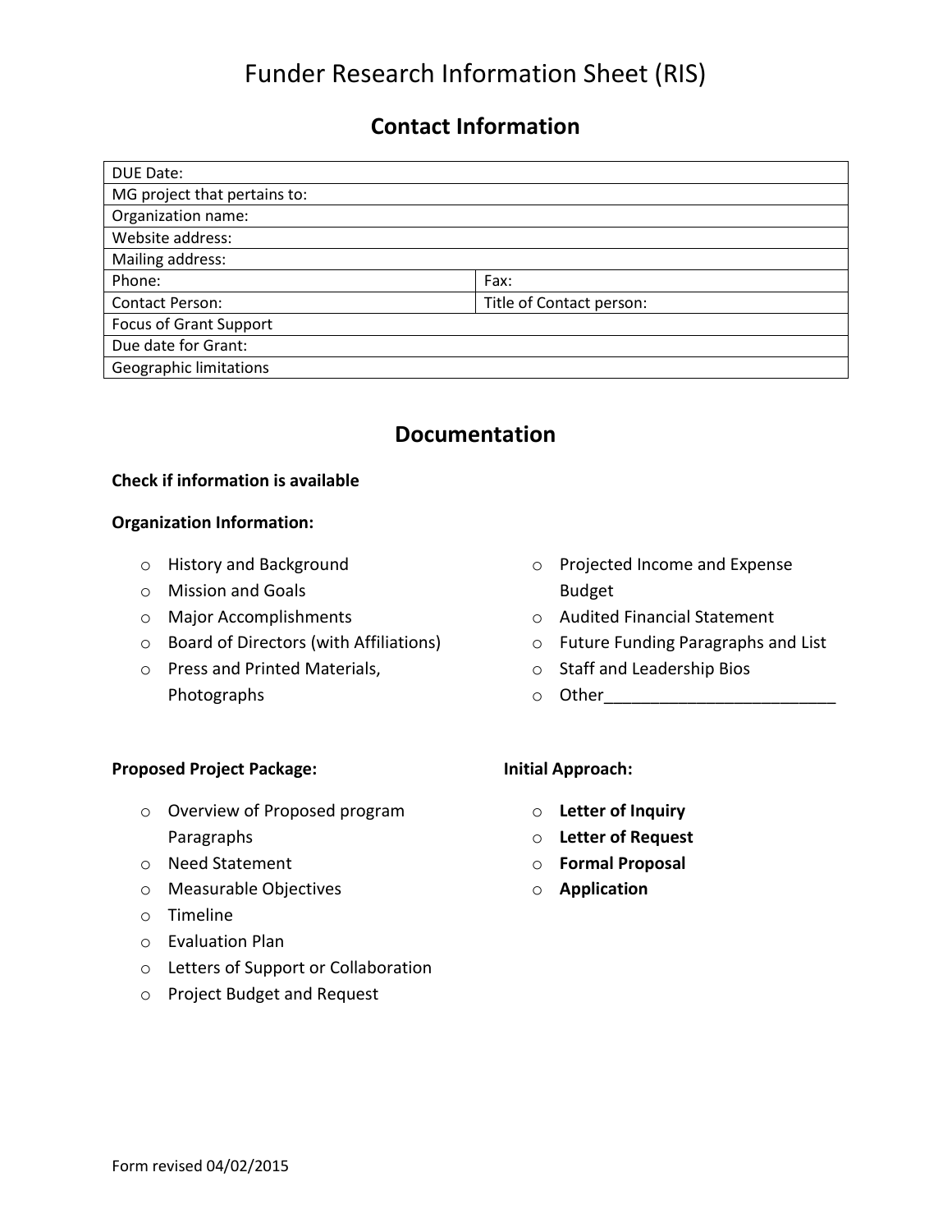# Funder Research Information Sheet (RIS)

## Contact Information

| DUE Date: | |
|---|---|
| MG project that pertains to: | |
| Organization name: | |
| Website address: | |
| Mailing address: | |
| Phone: | Fax: |
| Contact Person: | Title of Contact person: |
| Focus of Grant Support | |
| Due date for Grant: | |
| Geographic limitations | |

## Documentation

**Check if information is available**

**Organization Information:**

- History and Background
- Mission and Goals
- Major Accomplishments
- Board of Directors (with Affiliations)
- Press and Printed Materials, Photographs
- Projected Income and Expense Budget
- Audited Financial Statement
- Future Funding Paragraphs and List
- Staff and Leadership Bios
- Other__________________________

**Proposed Project Package:**

- Overview of Proposed program Paragraphs
- Need Statement
- Measurable Objectives
- Timeline
- Evaluation Plan
- Letters of Support or Collaboration
- Project Budget and Request

**Initial Approach:**

- **Letter of Inquiry**
- **Letter of Request**
- **Formal Proposal**
- **Application**

Form revised 04/02/2015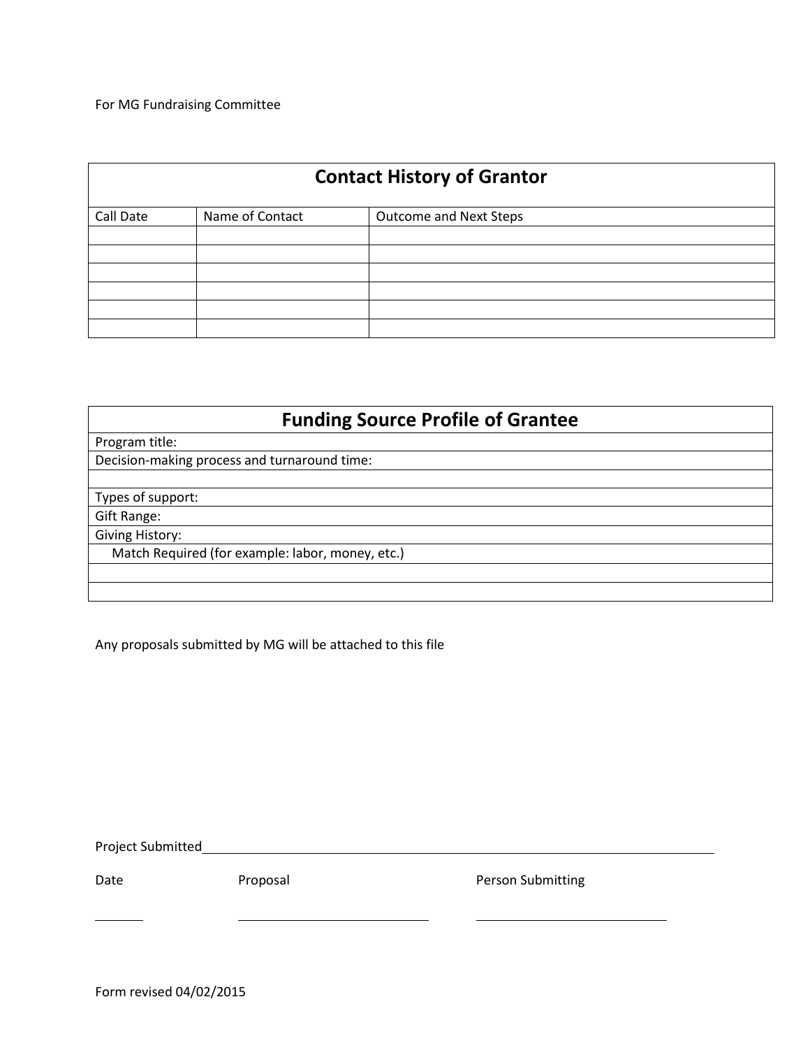For MG Fundraising Committee

| Contact History of Grantor | | |
|---|---|---|
| Call Date | Name of Contact | Outcome and Next Steps |
| | | |
| | | |
| | | |
| | | |
| | | |
| | | |

| Funding Source Profile of Grantee |
|---|
| Program title: |
| Decision-making process and turnaround time: |
| |
| Types of support: |
| Gift Range: |
| Giving History: |
| Match Required (for example: labor, money, etc.) |
| |
| |

Any proposals submitted by MG will be attached to this file

Project Submitted\_\_\_\_\_\_\_\_\_\_\_\_\_\_\_\_\_\_\_\_\_\_\_\_\_\_\_\_\_\_\_\_\_\_\_\_\_\_\_\_\_\_\_\_\_\_\_\_\_\_

| Date | Proposal | Person Submitting |
|---|---|---|
| \_\_\_\_\_\_ | \_\_\_\_\_\_\_\_\_\_\_\_\_\_\_\_\_\_\_\_\_\_\_\_ | \_\_\_\_\_\_\_\_\_\_\_\_\_\_\_\_\_\_\_\_\_\_\_\_ |

Form revised 04/02/2015